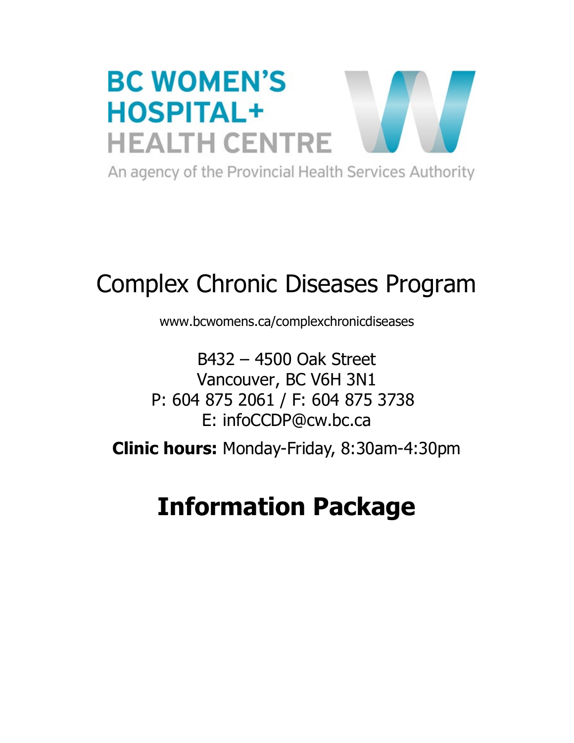BC WOMEN'S
HOSPITAL+
HEALTH CENTRE

An agency of the Provincial Health Services Authority

# Complex Chronic Diseases Program

www.bcwomens.ca/complexchronicdiseases

B432 – 4500 Oak Street
Vancouver, BC V6H 3N1
P: 604 875 2061 / F: 604 875 3738
E: infoCCDP@cw.bc.ca

**Clinic hours:** Monday-Friday, 8:30am-4:30pm

# Information Package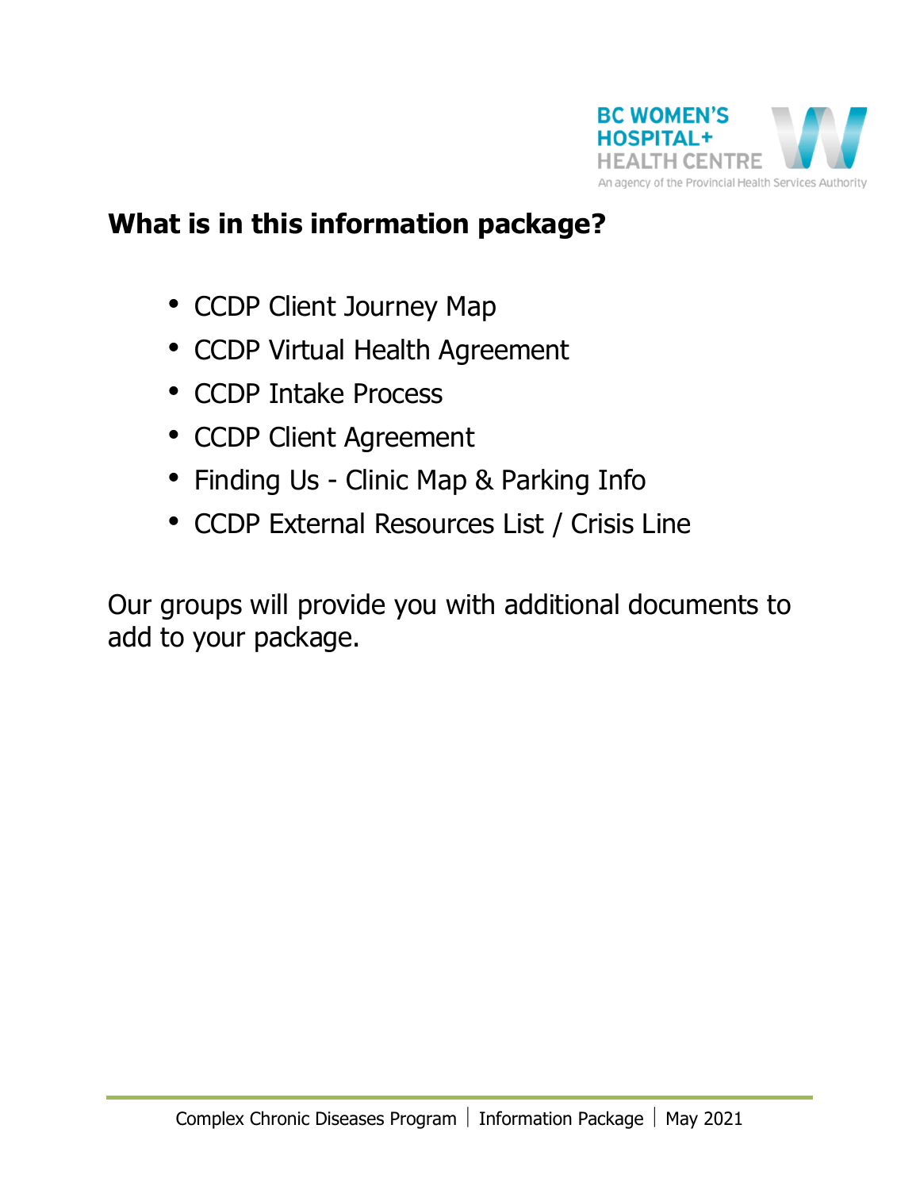## What is in this information package?

- CCDP Client Journey Map
- CCDP Virtual Health Agreement
- CCDP Intake Process
- CCDP Client Agreement
- Finding Us - Clinic Map & Parking Info
- CCDP External Resources List / Crisis Line

Our groups will provide you with additional documents to add to your package.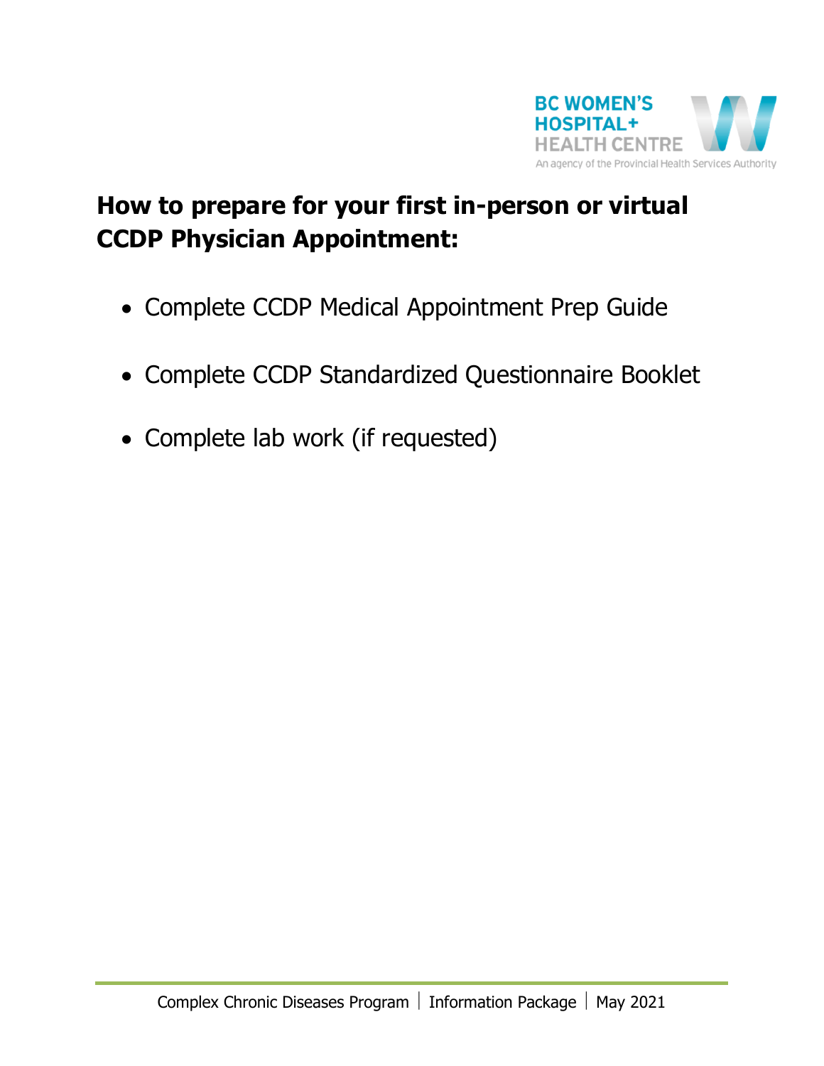## How to prepare for your first in-person or virtual CCDP Physician Appointment:

- Complete CCDP Medical Appointment Prep Guide
- Complete CCDP Standardized Questionnaire Booklet
- Complete lab work (if requested)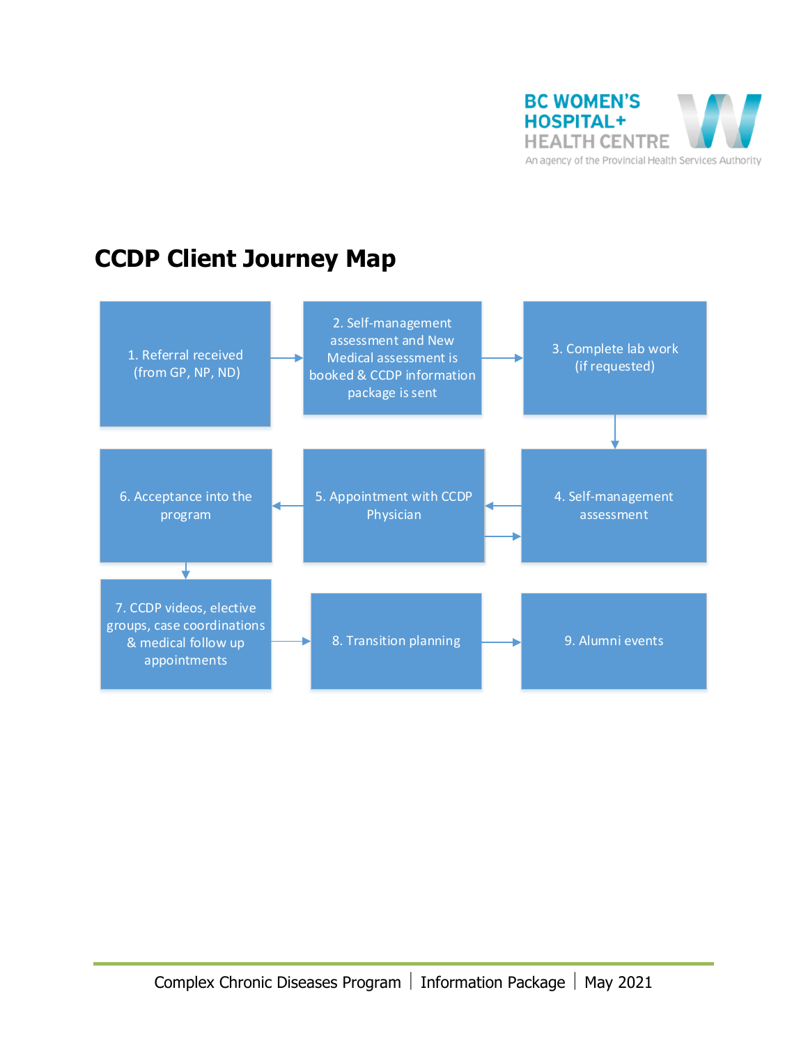# CCDP Client Journey Map

1. Referral received (from GP, NP, ND)
2. Self-management assessment and New Medical assessment is booked & CCDP information package is sent
3. Complete lab work (if requested)
4. Self-management assessment
5. Appointment with CCDP Physician
6. Acceptance into the program
7. CCDP videos, elective groups, case coordinations & medical follow up appointments
8. Transition planning
9. Alumni events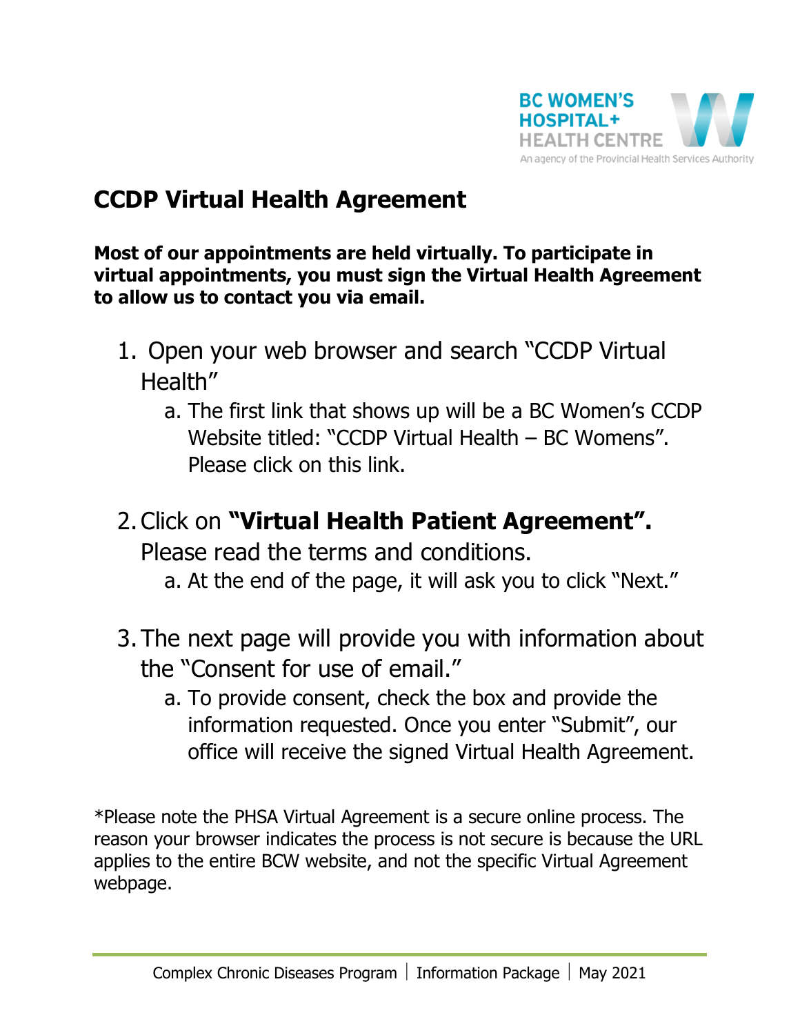# CCDP Virtual Health Agreement

**Most of our appointments are held virtually. To participate in virtual appointments, you must sign the Virtual Health Agreement to allow us to contact you via email.**

1. Open your web browser and search "CCDP Virtual Health"
   a. The first link that shows up will be a BC Women's CCDP Website titled: "CCDP Virtual Health – BC Womens". Please click on this link.

2. Click on **"Virtual Health Patient Agreement".** Please read the terms and conditions.
   a. At the end of the page, it will ask you to click "Next."

3. The next page will provide you with information about the "Consent for use of email."
   a. To provide consent, check the box and provide the information requested. Once you enter "Submit", our office will receive the signed Virtual Health Agreement.

*Please note the PHSA Virtual Agreement is a secure online process. The reason your browser indicates the process is not secure is because the URL applies to the entire BCW website, and not the specific Virtual Agreement webpage.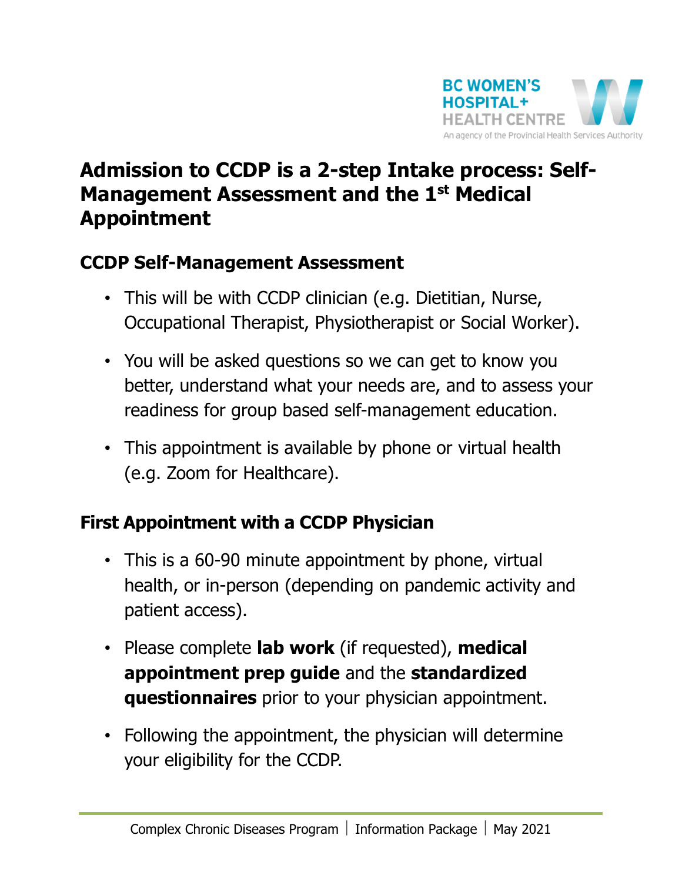# Admission to CCDP is a 2-step Intake process: Self-Management Assessment and the 1st Medical Appointment

## CCDP Self-Management Assessment

- This will be with CCDP clinician (e.g. Dietitian, Nurse, Occupational Therapist, Physiotherapist or Social Worker).
- You will be asked questions so we can get to know you better, understand what your needs are, and to assess your readiness for group based self-management education.
- This appointment is available by phone or virtual health (e.g. Zoom for Healthcare).

## First Appointment with a CCDP Physician

- This is a 60-90 minute appointment by phone, virtual health, or in-person (depending on pandemic activity and patient access).
- Please complete **lab work** (if requested), **medical appointment prep guide** and the **standardized questionnaires** prior to your physician appointment.
- Following the appointment, the physician will determine your eligibility for the CCDP.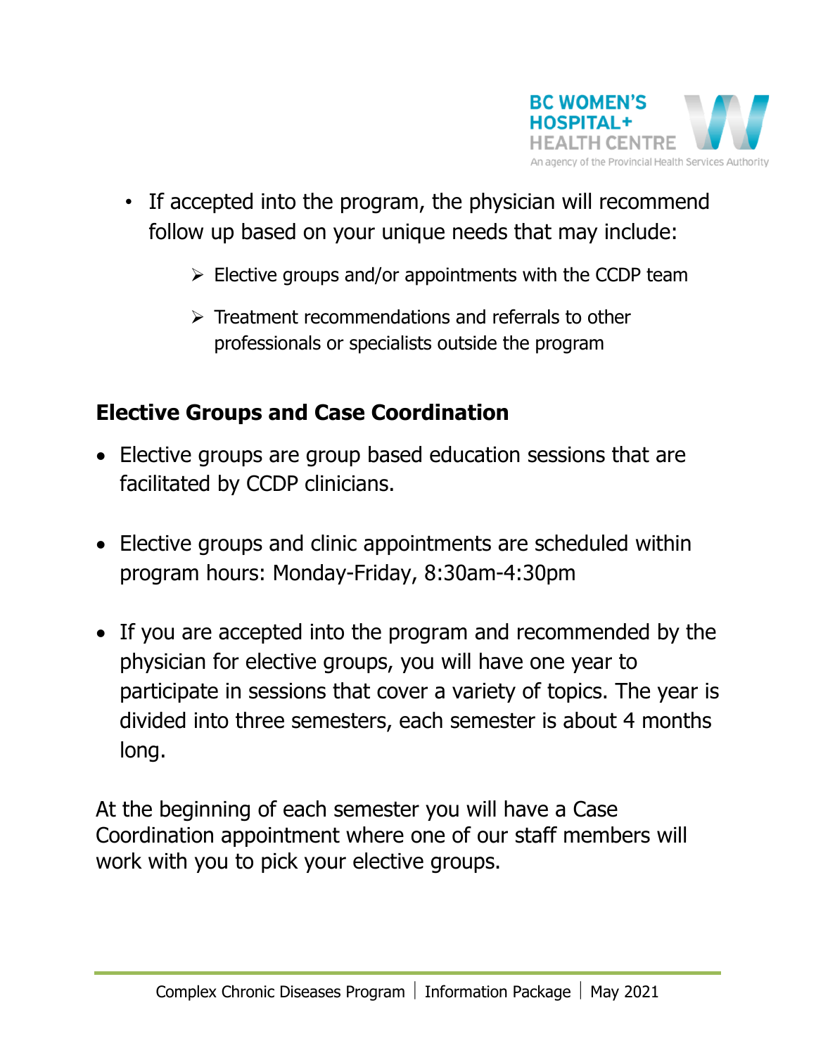- If accepted into the program, the physician will recommend follow up based on your unique needs that may include:
  - Elective groups and/or appointments with the CCDP team
  - Treatment recommendations and referrals to other professionals or specialists outside the program

## Elective Groups and Case Coordination

- Elective groups are group based education sessions that are facilitated by CCDP clinicians.
- Elective groups and clinic appointments are scheduled within program hours: Monday-Friday, 8:30am-4:30pm
- If you are accepted into the program and recommended by the physician for elective groups, you will have one year to participate in sessions that cover a variety of topics. The year is divided into three semesters, each semester is about 4 months long.

At the beginning of each semester you will have a Case Coordination appointment where one of our staff members will work with you to pick your elective groups.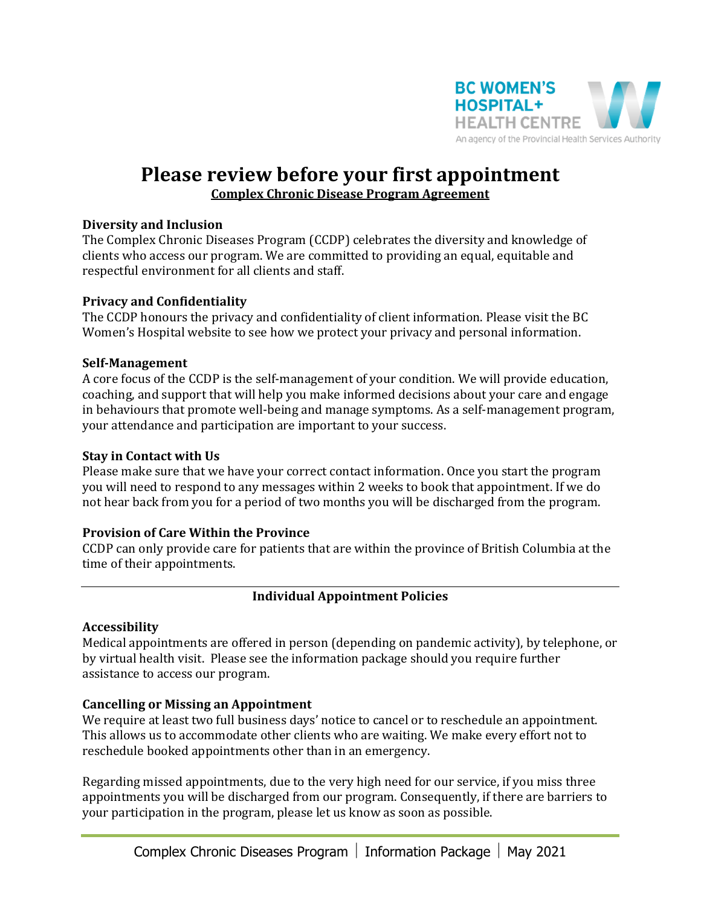# Please review before your first appointment

**Complex Chronic Disease Program Agreement**

### Diversity and Inclusion

The Complex Chronic Diseases Program (CCDP) celebrates the diversity and knowledge of clients who access our program. We are committed to providing an equal, equitable and respectful environment for all clients and staff.

### Privacy and Confidentiality

The CCDP honours the privacy and confidentiality of client information. Please visit the BC Women's Hospital website to see how we protect your privacy and personal information.

### Self-Management

A core focus of the CCDP is the self-management of your condition. We will provide education, coaching, and support that will help you make informed decisions about your care and engage in behaviours that promote well-being and manage symptoms. As a self-management program, your attendance and participation are important to your success.

### Stay in Contact with Us

Please make sure that we have your correct contact information. Once you start the program you will need to respond to any messages within 2 weeks to book that appointment. If we do not hear back from you for a period of two months you will be discharged from the program.

### Provision of Care Within the Province

CCDP can only provide care for patients that are within the province of British Columbia at the time of their appointments.

---

## Individual Appointment Policies

### Accessibility

Medical appointments are offered in person (depending on pandemic activity), by telephone, or by virtual health visit. Please see the information package should you require further assistance to access our program.

### Cancelling or Missing an Appointment

We require at least two full business days' notice to cancel or to reschedule an appointment. This allows us to accommodate other clients who are waiting. We make every effort not to reschedule booked appointments other than in an emergency.

Regarding missed appointments, due to the very high need for our service, if you miss three appointments you will be discharged from our program. Consequently, if there are barriers to your participation in the program, please let us know as soon as possible.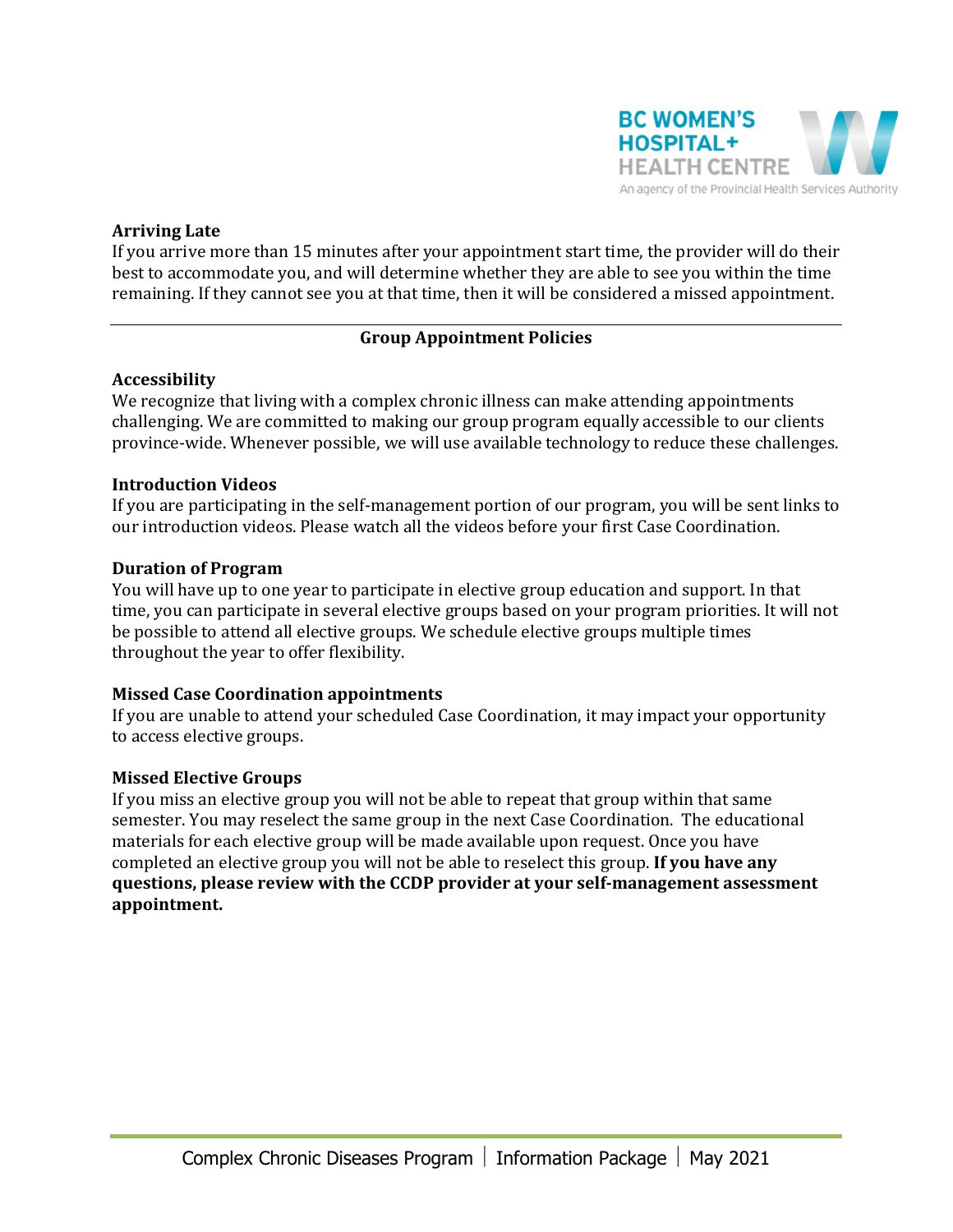### Arriving Late

If you arrive more than 15 minutes after your appointment start time, the provider will do their best to accommodate you, and will determine whether they are able to see you within the time remaining. If they cannot see you at that time, then it will be considered a missed appointment.

---

## Group Appointment Policies

### Accessibility

We recognize that living with a complex chronic illness can make attending appointments challenging. We are committed to making our group program equally accessible to our clients province-wide. Whenever possible, we will use available technology to reduce these challenges.

### Introduction Videos

If you are participating in the self-management portion of our program, you will be sent links to our introduction videos. Please watch all the videos before your first Case Coordination.

### Duration of Program

You will have up to one year to participate in elective group education and support. In that time, you can participate in several elective groups based on your program priorities. It will not be possible to attend all elective groups. We schedule elective groups multiple times throughout the year to offer flexibility.

### Missed Case Coordination appointments

If you are unable to attend your scheduled Case Coordination, it may impact your opportunity to access elective groups.

### Missed Elective Groups

If you miss an elective group you will not be able to repeat that group within that same semester. You may reselect the same group in the next Case Coordination. The educational materials for each elective group will be made available upon request. Once you have completed an elective group you will not be able to reselect this group. **If you have any questions, please review with the CCDP provider at your self-management assessment appointment.**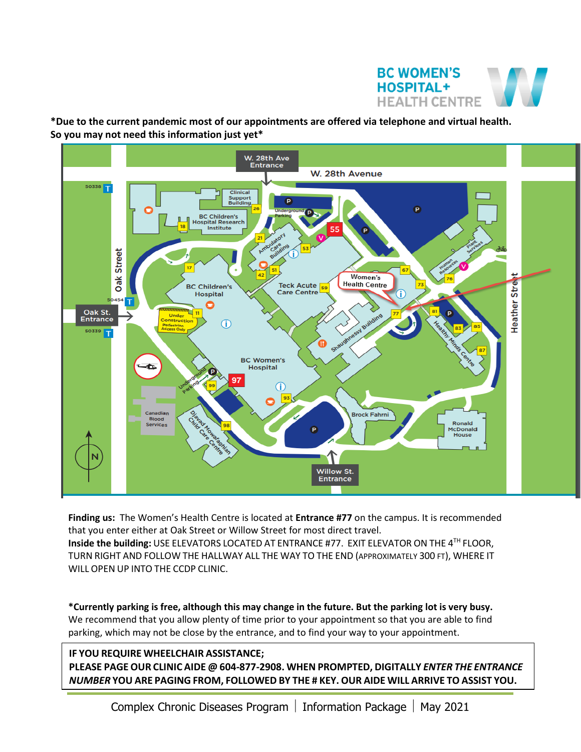**BC WOMEN'S HOSPITAL+ HEALTH CENTRE**

**\*Due to the current pandemic most of our appointments are offered via telephone and virtual health. So you may not need this information just yet\***

**Finding us:** The Women's Health Centre is located at **Entrance #77** on the campus. It is recommended that you enter either at Oak Street or Willow Street for most direct travel.
**Inside the building:** USE ELEVATORS LOCATED AT ENTRANCE #77. EXIT ELEVATOR ON THE 4TH FLOOR, TURN RIGHT AND FOLLOW THE HALLWAY ALL THE WAY TO THE END (APPROXIMATELY 300 FT), WHERE IT WILL OPEN UP INTO THE CCDP CLINIC.

**\*Currently parking is free, although this may change in the future. But the parking lot is very busy.** We recommend that you allow plenty of time prior to your appointment so that you are able to find parking, which may not be close by the entrance, and to find your way to your appointment.

**IF YOU REQUIRE WHEELCHAIR ASSISTANCE;**
**PLEASE PAGE OUR CLINIC AIDE @ 604-877-2908. WHEN PROMPTED, DIGITALLY *ENTER THE ENTRANCE NUMBER* YOU ARE PAGING FROM, FOLLOWED BY THE # KEY. OUR AIDE WILL ARRIVE TO ASSIST YOU.**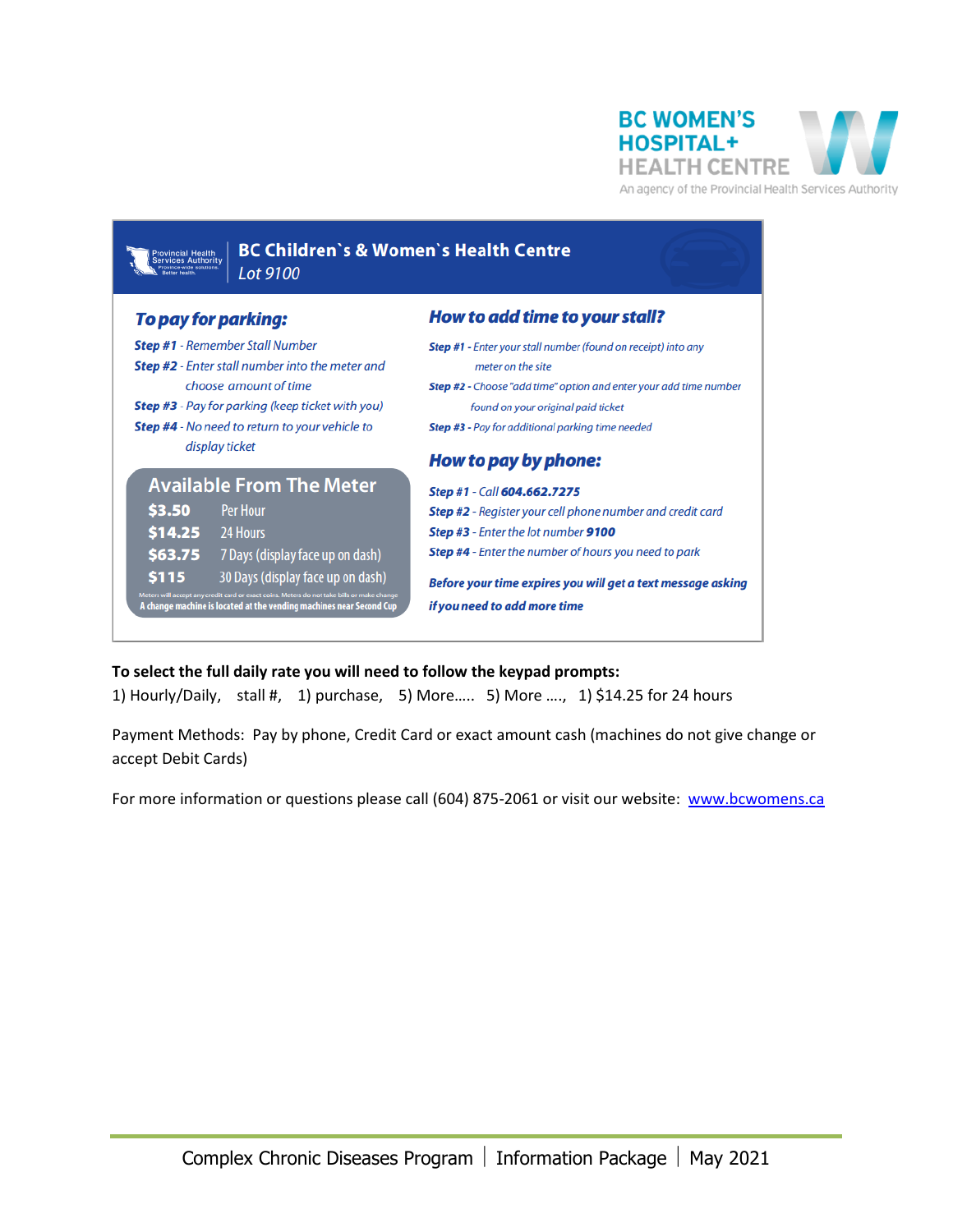BC WOMEN'S HOSPITAL+ HEALTH CENTRE

An agency of the Provincial Health Services Authority

## BC Children`s & Women`s Health Centre

*Lot 9100*

### *To pay for parking:*

***Step #1*** *- Remember Stall Number*

***Step #2*** *- Enter stall number into the meter and choose amount of time*

***Step #3*** *- Pay for parking (keep ticket with you)*

***Step #4*** *- No need to return to your vehicle to display ticket*

### Available From The Meter

| | |
|---|---|
| **$3.50** | Per Hour |
| **$14.25** | 24 Hours |
| **$63.75** | 7 Days (display face up on dash) |
| **$115** | 30 Days (display face up on dash) |

Meters will accept any credit card or exact coins. Meters do not take bills or make change

**A change machine is located at the vending machines near Second Cup**

### *How to add time to your stall?*

***Step #1*** *- Enter your stall number (found on receipt) into any meter on the site*

***Step #2*** *- Choose "add time" option and enter your add time number found on your original paid ticket*

***Step #3*** *- Pay for additional parking time needed*

### *How to pay by phone:*

***Step #1*** *- Call* ***604.662.7275***

***Step #2*** *- Register your cell phone number and credit card*

***Step #3*** *- Enter the lot number* ***9100***

***Step #4*** *- Enter the number of hours you need to park*

***Before your time expires you will get a text message asking if you need to add more time***

**To select the full daily rate you will need to follow the keypad prompts:**

1) Hourly/Daily, stall #, 1) purchase, 5) More….. 5) More …., 1) $14.25 for 24 hours

Payment Methods: Pay by phone, Credit Card or exact amount cash (machines do not give change or accept Debit Cards)

For more information or questions please call (604) 875-2061 or visit our website: [www.bcwomens.ca](http://www.bcwomens.ca)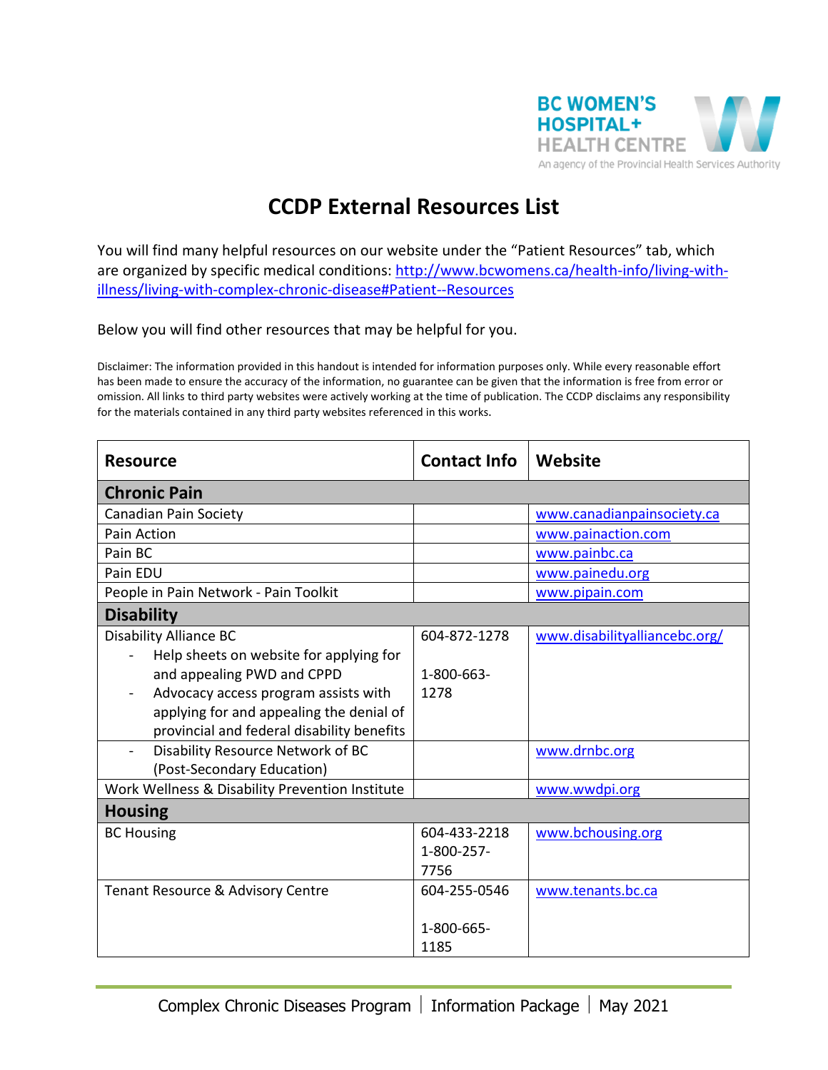# CCDP External Resources List

You will find many helpful resources on our website under the "Patient Resources" tab, which are organized by specific medical conditions: [http://www.bcwomens.ca/health-info/living-with-illness/living-with-complex-chronic-disease#Patient--Resources](http://www.bcwomens.ca/health-info/living-with-illness/living-with-complex-chronic-disease#Patient--Resources)

Below you will find other resources that may be helpful for you.

Disclaimer: The information provided in this handout is intended for information purposes only. While every reasonable effort has been made to ensure the accuracy of the information, no guarantee can be given that the information is free from error or omission. All links to third party websites were actively working at the time of publication. The CCDP disclaims any responsibility for the materials contained in any third party websites referenced in this works.

| Resource | Contact Info | Website |
|---|---|---|
| **Chronic Pain** | | |
| Canadian Pain Society | | www.canadianpainsociety.ca |
| Pain Action | | www.painaction.com |
| Pain BC | | www.painbc.ca |
| Pain EDU | | www.painedu.org |
| People in Pain Network - Pain Toolkit | | www.pipain.com |
| **Disability** | | |
| Disability Alliance BC<br>- Help sheets on website for applying for and appealing PWD and CPPD<br>- Advocacy access program assists with applying for and appealing the denial of provincial and federal disability benefits | 604-872-1278<br><br>1-800-663-1278 | www.disabilityalliancebc.org/ |
| - Disability Resource Network of BC (Post-Secondary Education) | | www.drnbc.org |
| Work Wellness & Disability Prevention Institute | | www.wwdpi.org |
| **Housing** | | |
| BC Housing | 604-433-2218<br>1-800-257-7756 | www.bchousing.org |
| Tenant Resource & Advisory Centre | 604-255-0546<br><br>1-800-665-1185 | www.tenants.bc.ca |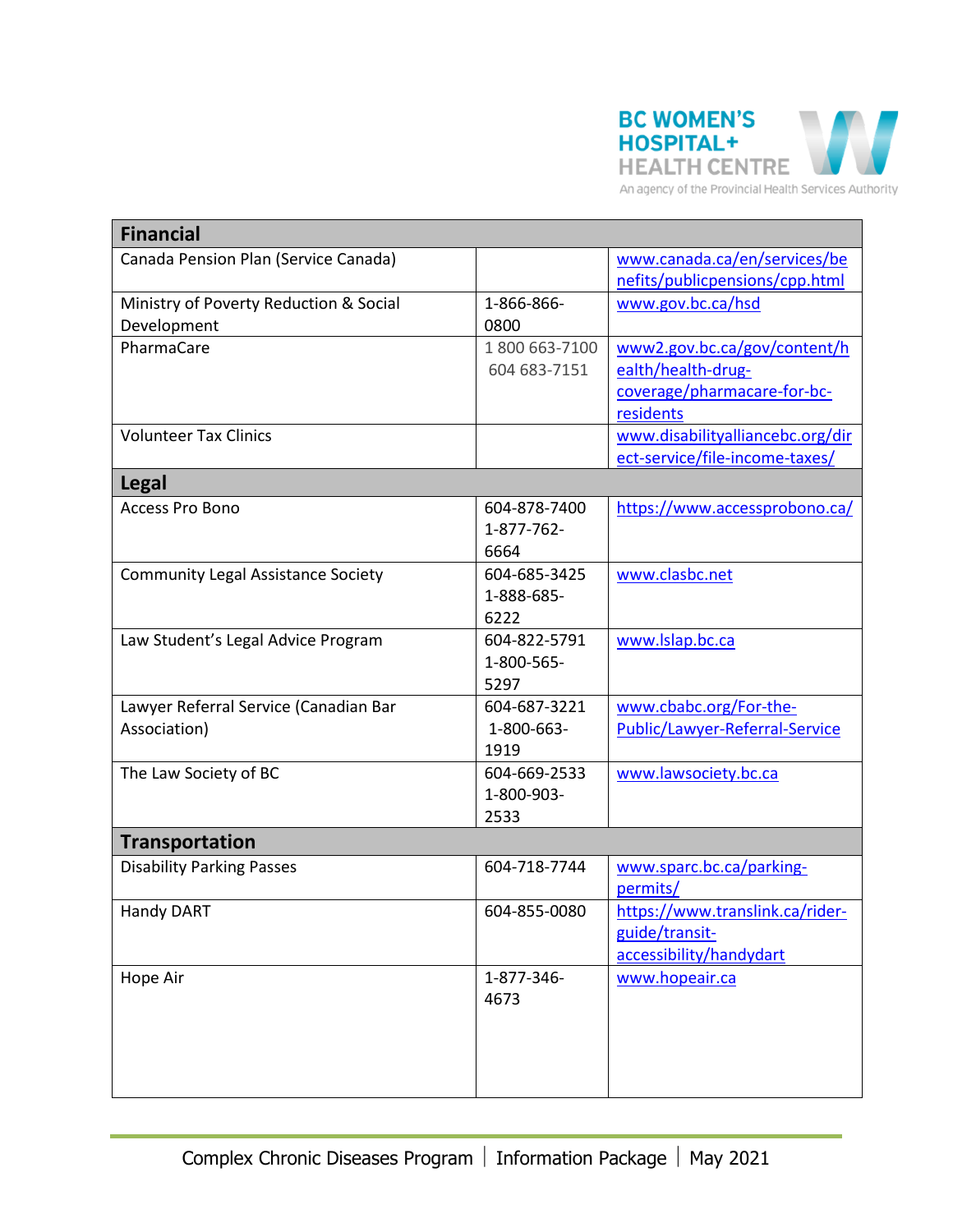| Financial | | |
|---|---|---|
| Canada Pension Plan (Service Canada) | | www.canada.ca/en/services/benefits/publicpensions/cpp.html |
| Ministry of Poverty Reduction & Social Development | 1-866-866-0800 | www.gov.bc.ca/hsd |
| PharmaCare | 1 800 663-7100<br>604 683-7151 | www2.gov.bc.ca/gov/content/health/health-drug-coverage/pharmacare-for-bc-residents |
| Volunteer Tax Clinics | | www.disabilityalliancebc.org/direct-service/file-income-taxes/ |
| **Legal** | | |
| Access Pro Bono | 604-878-7400<br>1-877-762-6664 | https://www.accessprobono.ca/ |
| Community Legal Assistance Society | 604-685-3425<br>1-888-685-6222 | www.clasbc.net |
| Law Student's Legal Advice Program | 604-822-5791<br>1-800-565-5297 | www.lslap.bc.ca |
| Lawyer Referral Service (Canadian Bar Association) | 604-687-3221<br>1-800-663-1919 | www.cbabc.org/For-the-Public/Lawyer-Referral-Service |
| The Law Society of BC | 604-669-2533<br>1-800-903-2533 | www.lawsociety.bc.ca |
| **Transportation** | | |
| Disability Parking Passes | 604-718-7744 | www.sparc.bc.ca/parking-permits/ |
| Handy DART | 604-855-0080 | https://www.translink.ca/rider-guide/transit-accessibility/handydart |
| Hope Air | 1-877-346-4673 | www.hopeair.ca |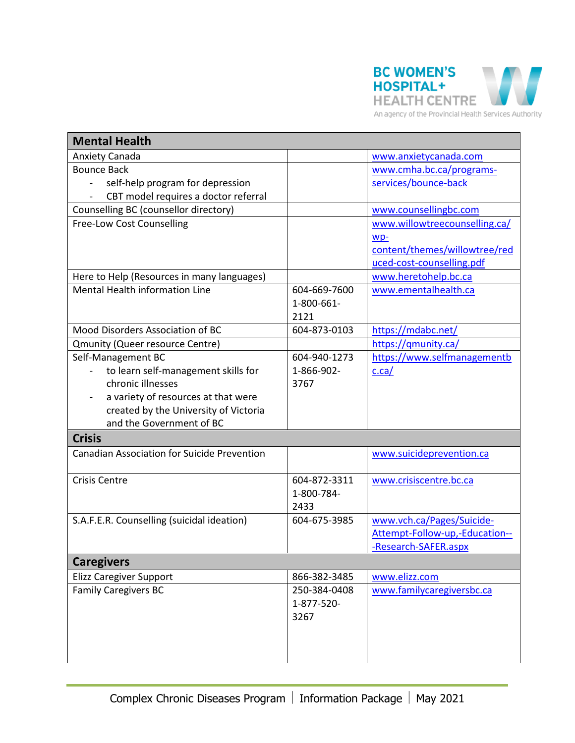| Mental Health | | |
|---|---|---|
| Anxiety Canada | | www.anxietycanada.com |
| Bounce Back<br>- self-help program for depression<br>- CBT model requires a doctor referral | | www.cmha.bc.ca/programs-services/bounce-back |
| Counselling BC (counsellor directory) | | www.counsellingbc.com |
| Free-Low Cost Counselling | | www.willowtreecounselling.ca/wp-content/themes/willowtree/reduced-cost-counselling.pdf |
| Here to Help (Resources in many languages) | | www.heretohelp.bc.ca |
| Mental Health information Line | 604-669-7600<br>1-800-661-2121 | www.ementalhealth.ca |
| Mood Disorders Association of BC | 604-873-0103 | https://mdabc.net/ |
| Qmunity (Queer resource Centre) | | https://qmunity.ca/ |
| Self-Management BC<br>- to learn self-management skills for chronic illnesses<br>- a variety of resources at that were created by the University of Victoria and the Government of BC | 604-940-1273<br>1-866-902-3767 | https://www.selfmanagementbc.ca/ |
| **Crisis** | | |
| Canadian Association for Suicide Prevention | | www.suicideprevention.ca |
| Crisis Centre | 604-872-3311<br>1-800-784-2433 | www.crisiscentre.bc.ca |
| S.A.F.E.R. Counselling (suicidal ideation) | 604-675-3985 | www.vch.ca/Pages/Suicide-Attempt-Follow-up,-Education--Research-SAFER.aspx |
| **Caregivers** | | |
| Elizz Caregiver Support | 866-382-3485 | www.elizz.com |
| Family Caregivers BC | 250-384-0408<br>1-877-520-3267 | www.familycaregiversbc.ca |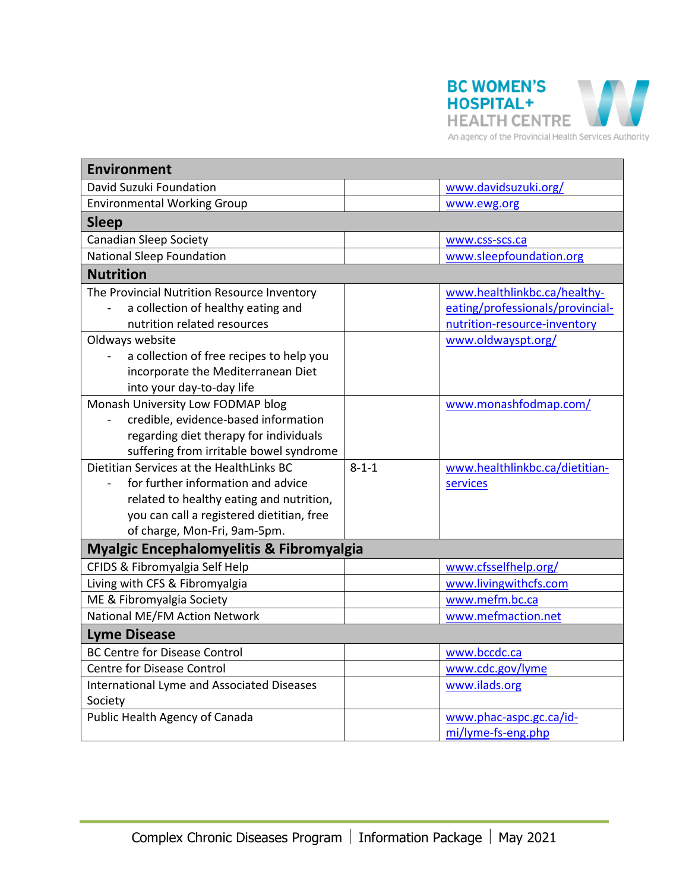| | | |
|---|---|---|
| **Environment** | | |
| David Suzuki Foundation | | www.davidsuzuki.org/ |
| Environmental Working Group | | www.ewg.org |
| **Sleep** | | |
| Canadian Sleep Society | | www.css-scs.ca |
| National Sleep Foundation | | www.sleepfoundation.org |
| **Nutrition** | | |
| The Provincial Nutrition Resource Inventory<br>- a collection of healthy eating and nutrition related resources | | www.healthlinkbc.ca/healthy-eating/professionals/provincial-nutrition-resource-inventory |
| Oldways website<br>- a collection of free recipes to help you incorporate the Mediterranean Diet into your day-to-day life | | www.oldwayspt.org/ |
| Monash University Low FODMAP blog<br>- credible, evidence-based information regarding diet therapy for individuals suffering from irritable bowel syndrome | | www.monashfodmap.com/ |
| Dietitian Services at the HealthLinks BC<br>- for further information and advice related to healthy eating and nutrition, you can call a registered dietitian, free of charge, Mon-Fri, 9am-5pm. | 8-1-1 | www.healthlinkbc.ca/dietitian-services |
| **Myalgic Encephalomyelitis & Fibromyalgia** | | |
| CFIDS & Fibromyalgia Self Help | | www.cfsselfhelp.org/ |
| Living with CFS & Fibromyalgia | | www.livingwithcfs.com |
| ME & Fibromyalgia Society | | www.mefm.bc.ca |
| National ME/FM Action Network | | www.mefmaction.net |
| **Lyme Disease** | | |
| BC Centre for Disease Control | | www.bccdc.ca |
| Centre for Disease Control | | www.cdc.gov/lyme |
| International Lyme and Associated Diseases Society | | www.ilads.org |
| Public Health Agency of Canada | | www.phac-aspc.gc.ca/id-mi/lyme-fs-eng.php |